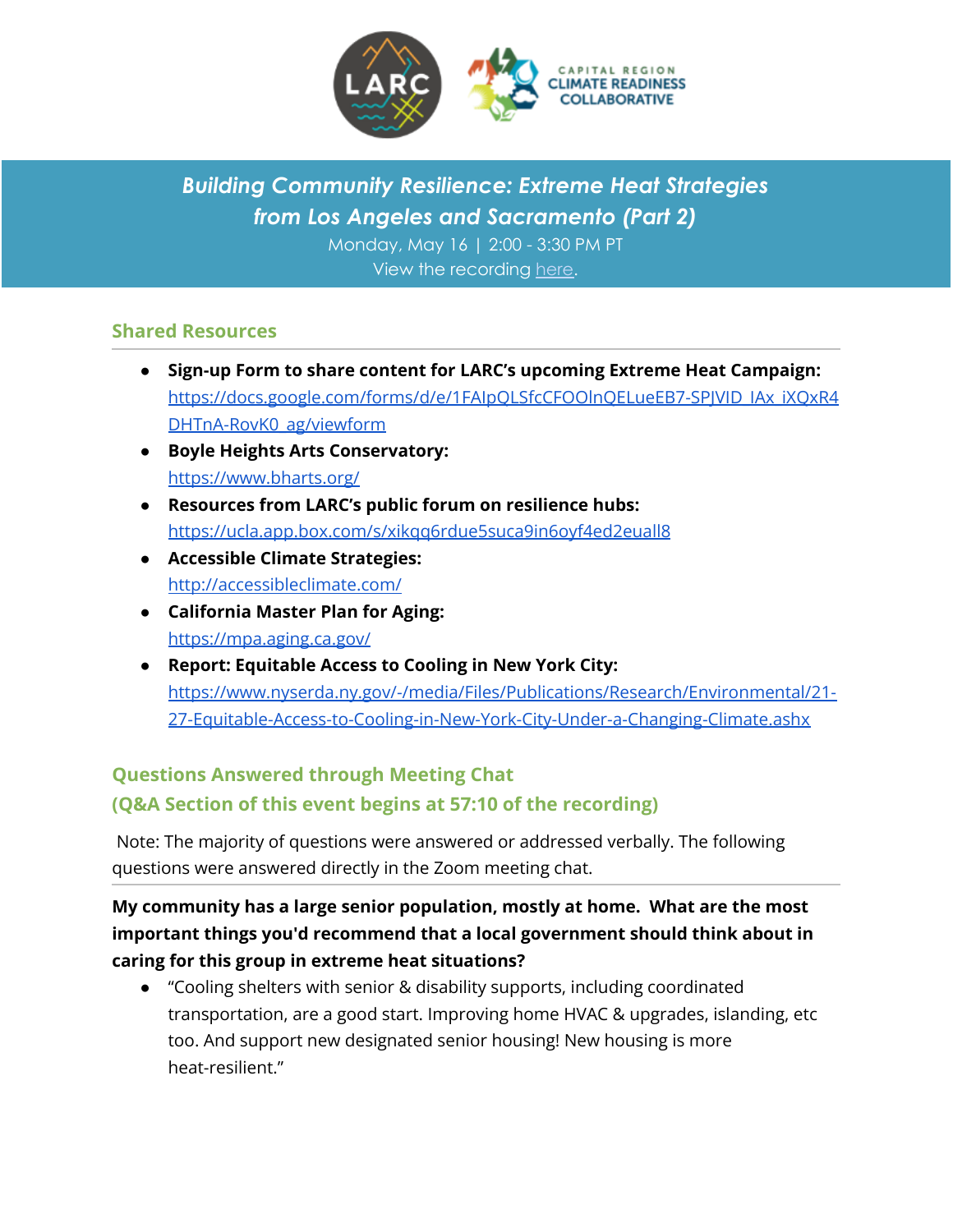*Building Community Resilience: Extreme Heat Strategies from Los Angeles and Sacramento (Part 2)*

Monday, May 16 | 2:00 - 3:30 PM PT

View the recording here.

## Shared Resources

- **Sign-up Form to share content for LARC's upcoming Extreme Heat Campaign:** https://docs.google.com/forms/d/e/1FAIpQLSfcCFOOlnQELueEB7-SPJVID_IAx_iXQxR4DHTnA-RovK0_ag/viewform
- **Boyle Heights Arts Conservatory:** https://www.bharts.org/
- **Resources from LARC's public forum on resilience hubs:** https://ucla.app.box.com/s/xikqq6rdue5suca9in6oyf4ed2euall8
- **Accessible Climate Strategies:** http://accessibleclimate.com/
- **California Master Plan for Aging:** https://mpa.aging.ca.gov/
- **Report: Equitable Access to Cooling in New York City:** https://www.nyserda.ny.gov/-/media/Files/Publications/Research/Environmental/21-27-Equitable-Access-to-Cooling-in-New-York-City-Under-a-Changing-Climate.ashx

## Questions Answered through Meeting Chat (Q&A Section of this event begins at 57:10 of the recording)

Note: The majority of questions were answered or addressed verbally. The following questions were answered directly in the Zoom meeting chat.

**My community has a large senior population, mostly at home. What are the most important things you'd recommend that a local government should think about in caring for this group in extreme heat situations?**

- "Cooling shelters with senior & disability supports, including coordinated transportation, are a good start. Improving home HVAC & upgrades, islanding, etc too. And support new designated senior housing! New housing is more heat-resilient."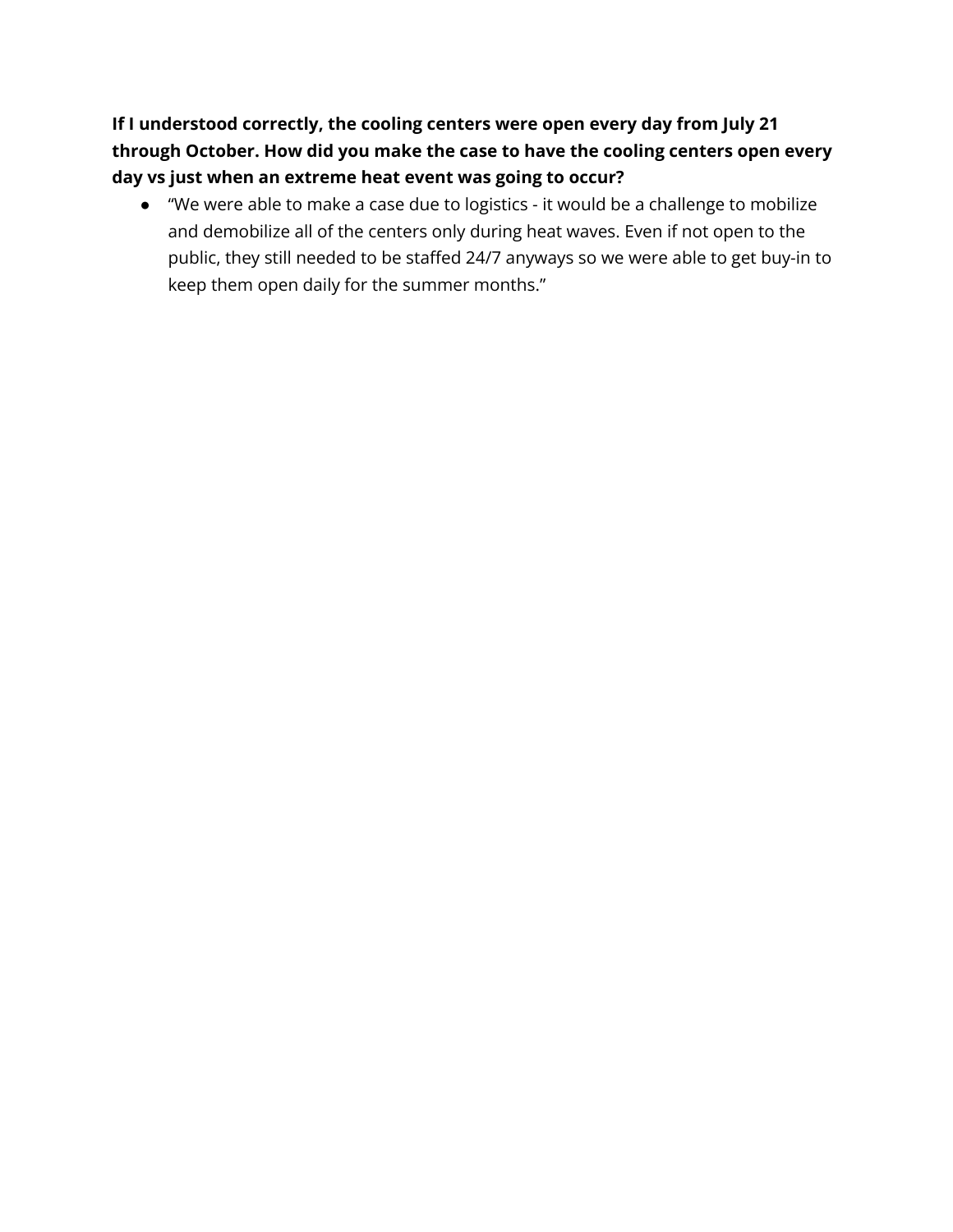**If I understood correctly, the cooling centers were open every day from July 21 through October. How did you make the case to have the cooling centers open every day vs just when an extreme heat event was going to occur?**

- "We were able to make a case due to logistics - it would be a challenge to mobilize and demobilize all of the centers only during heat waves. Even if not open to the public, they still needed to be staffed 24/7 anyways so we were able to get buy-in to keep them open daily for the summer months."